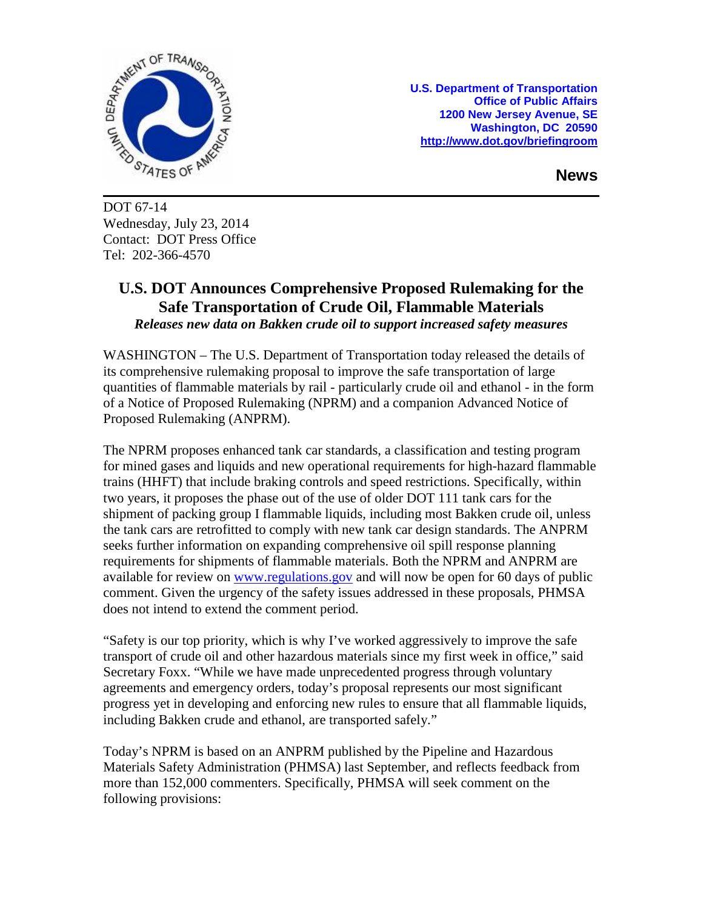U.S. Department of Transportation
Office of Public Affairs
1200 New Jersey Avenue, SE
Washington, DC 20590
http://www.dot.gov/briefingroom

**News**

DOT 67-14
Wednesday, July 23, 2014
Contact: DOT Press Office
Tel: 202-366-4570

# U.S. DOT Announces Comprehensive Proposed Rulemaking for the Safe Transportation of Crude Oil, Flammable Materials

***Releases new data on Bakken crude oil to support increased safety measures***

WASHINGTON – The U.S. Department of Transportation today released the details of its comprehensive rulemaking proposal to improve the safe transportation of large quantities of flammable materials by rail - particularly crude oil and ethanol - in the form of a Notice of Proposed Rulemaking (NPRM) and a companion Advanced Notice of Proposed Rulemaking (ANPRM).

The NPRM proposes enhanced tank car standards, a classification and testing program for mined gases and liquids and new operational requirements for high-hazard flammable trains (HHFT) that include braking controls and speed restrictions. Specifically, within two years, it proposes the phase out of the use of older DOT 111 tank cars for the shipment of packing group I flammable liquids, including most Bakken crude oil, unless the tank cars are retrofitted to comply with new tank car design standards. The ANPRM seeks further information on expanding comprehensive oil spill response planning requirements for shipments of flammable materials. Both the NPRM and ANPRM are available for review on www.regulations.gov and will now be open for 60 days of public comment. Given the urgency of the safety issues addressed in these proposals, PHMSA does not intend to extend the comment period.

"Safety is our top priority, which is why I've worked aggressively to improve the safe transport of crude oil and other hazardous materials since my first week in office," said Secretary Foxx. "While we have made unprecedented progress through voluntary agreements and emergency orders, today's proposal represents our most significant progress yet in developing and enforcing new rules to ensure that all flammable liquids, including Bakken crude and ethanol, are transported safely."

Today's NPRM is based on an ANPRM published by the Pipeline and Hazardous Materials Safety Administration (PHMSA) last September, and reflects feedback from more than 152,000 commenters. Specifically, PHMSA will seek comment on the following provisions: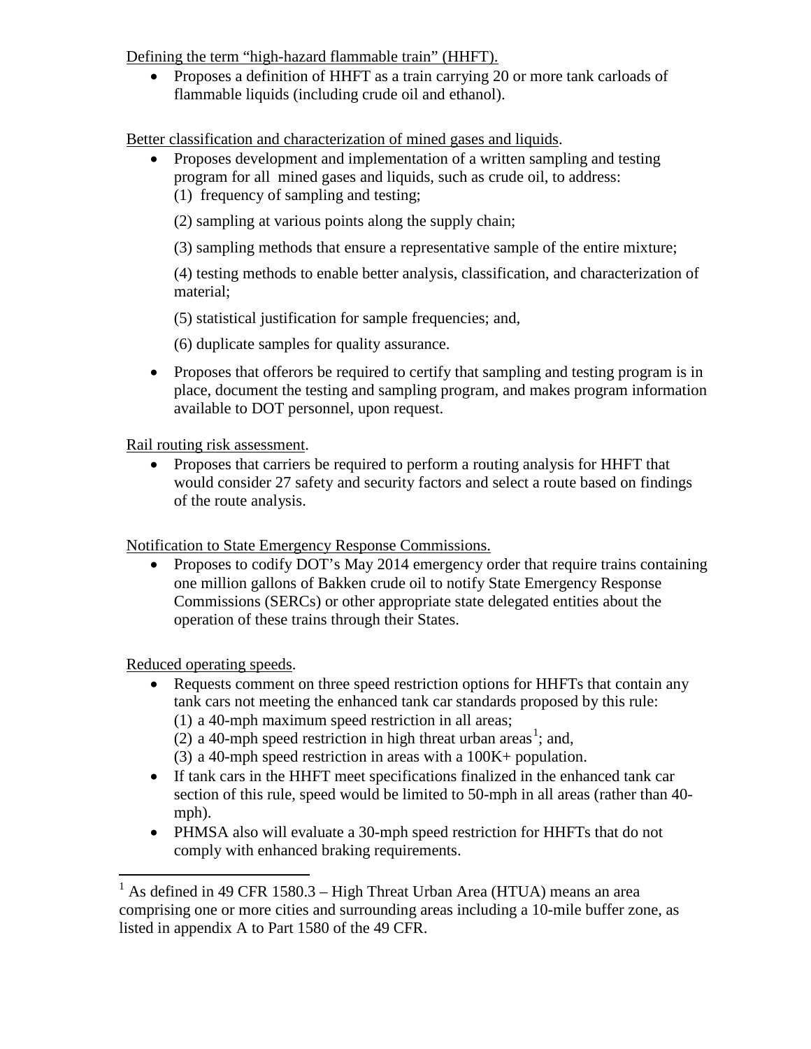Defining the term “high-hazard flammable train” (HHFT).

- Proposes a definition of HHFT as a train carrying 20 or more tank carloads of flammable liquids (including crude oil and ethanol).

Better classification and characterization of mined gases and liquids.

- Proposes development and implementation of a written sampling and testing program for all mined gases and liquids, such as crude oil, to address:
  (1) frequency of sampling and testing;

  (2) sampling at various points along the supply chain;

  (3) sampling methods that ensure a representative sample of the entire mixture;

  (4) testing methods to enable better analysis, classification, and characterization of material;

  (5) statistical justification for sample frequencies; and,

  (6) duplicate samples for quality assurance.
- Proposes that offerors be required to certify that sampling and testing program is in place, document the testing and sampling program, and makes program information available to DOT personnel, upon request.

Rail routing risk assessment.

- Proposes that carriers be required to perform a routing analysis for HHFT that would consider 27 safety and security factors and select a route based on findings of the route analysis.

Notification to State Emergency Response Commissions.

- Proposes to codify DOT’s May 2014 emergency order that require trains containing one million gallons of Bakken crude oil to notify State Emergency Response Commissions (SERCs) or other appropriate state delegated entities about the operation of these trains through their States.

Reduced operating speeds.

- Requests comment on three speed restriction options for HHFTs that contain any tank cars not meeting the enhanced tank car standards proposed by this rule:
  (1) a 40-mph maximum speed restriction in all areas;
  (2) a 40-mph speed restriction in high threat urban areas[1]; and,
  (3) a 40-mph speed restriction in areas with a 100K+ population.
- If tank cars in the HHFT meet specifications finalized in the enhanced tank car section of this rule, speed would be limited to 50-mph in all areas (rather than 40-mph).
- PHMSA also will evaluate a 30-mph speed restriction for HHFTs that do not comply with enhanced braking requirements.

[1] As defined in 49 CFR 1580.3 – High Threat Urban Area (HTUA) means an area comprising one or more cities and surrounding areas including a 10-mile buffer zone, as listed in appendix A to Part 1580 of the 49 CFR.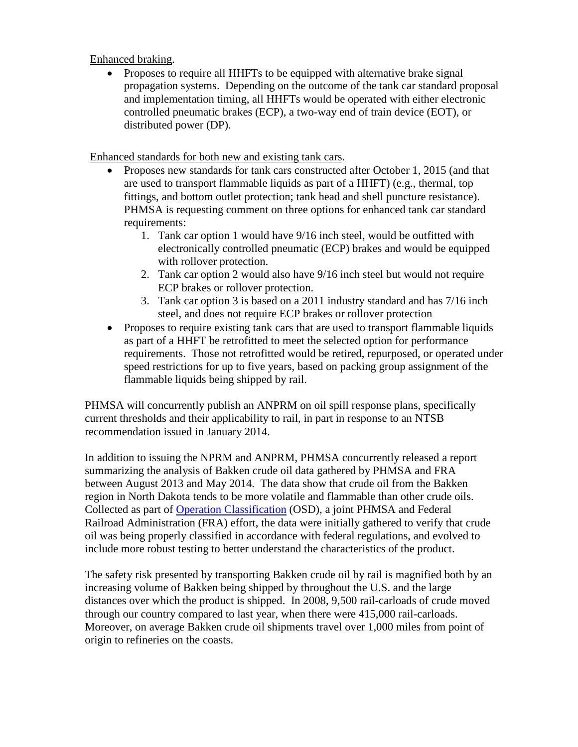Enhanced braking.

- Proposes to require all HHFTs to be equipped with alternative brake signal propagation systems. Depending on the outcome of the tank car standard proposal and implementation timing, all HHFTs would be operated with either electronic controlled pneumatic brakes (ECP), a two-way end of train device (EOT), or distributed power (DP).

Enhanced standards for both new and existing tank cars.

- Proposes new standards for tank cars constructed after October 1, 2015 (and that are used to transport flammable liquids as part of a HHFT) (e.g., thermal, top fittings, and bottom outlet protection; tank head and shell puncture resistance). PHMSA is requesting comment on three options for enhanced tank car standard requirements:
    1. Tank car option 1 would have 9/16 inch steel, would be outfitted with electronically controlled pneumatic (ECP) brakes and would be equipped with rollover protection.
    2. Tank car option 2 would also have 9/16 inch steel but would not require ECP brakes or rollover protection.
    3. Tank car option 3 is based on a 2011 industry standard and has 7/16 inch steel, and does not require ECP brakes or rollover protection
- Proposes to require existing tank cars that are used to transport flammable liquids as part of a HHFT be retrofitted to meet the selected option for performance requirements. Those not retrofitted would be retired, repurposed, or operated under speed restrictions for up to five years, based on packing group assignment of the flammable liquids being shipped by rail.

PHMSA will concurrently publish an ANPRM on oil spill response plans, specifically current thresholds and their applicability to rail, in part in response to an NTSB recommendation issued in January 2014.

In addition to issuing the NPRM and ANPRM, PHMSA concurrently released a report summarizing the analysis of Bakken crude oil data gathered by PHMSA and FRA between August 2013 and May 2014. The data show that crude oil from the Bakken region in North Dakota tends to be more volatile and flammable than other crude oils. Collected as part of Operation Classification (OSD), a joint PHMSA and Federal Railroad Administration (FRA) effort, the data were initially gathered to verify that crude oil was being properly classified in accordance with federal regulations, and evolved to include more robust testing to better understand the characteristics of the product.

The safety risk presented by transporting Bakken crude oil by rail is magnified both by an increasing volume of Bakken being shipped by throughout the U.S. and the large distances over which the product is shipped. In 2008, 9,500 rail-carloads of crude moved through our country compared to last year, when there were 415,000 rail-carloads. Moreover, on average Bakken crude oil shipments travel over 1,000 miles from point of origin to refineries on the coasts.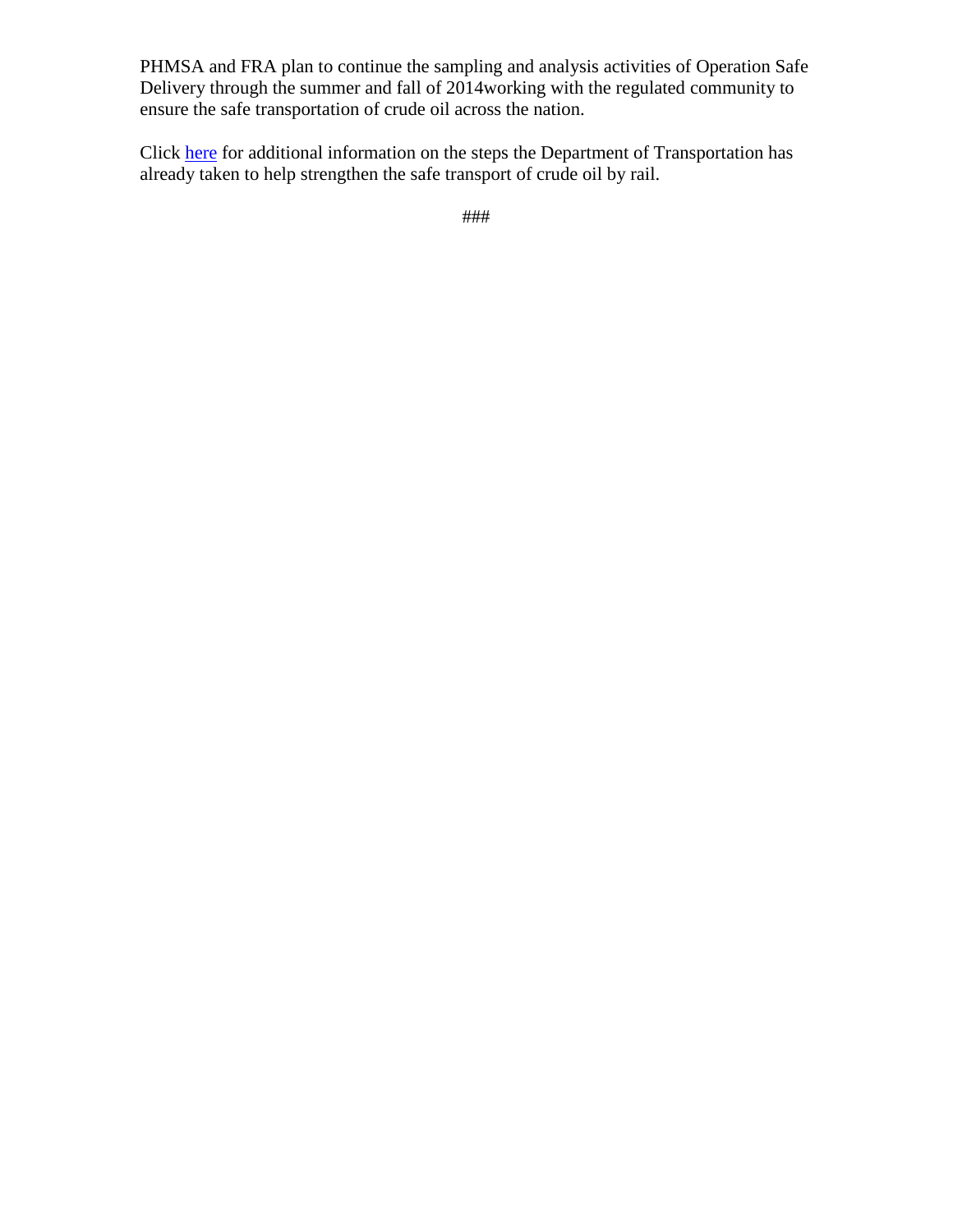PHMSA and FRA plan to continue the sampling and analysis activities of Operation Safe Delivery through the summer and fall of 2014working with the regulated community to ensure the safe transportation of crude oil across the nation.

Click here for additional information on the steps the Department of Transportation has already taken to help strengthen the safe transport of crude oil by rail.

###